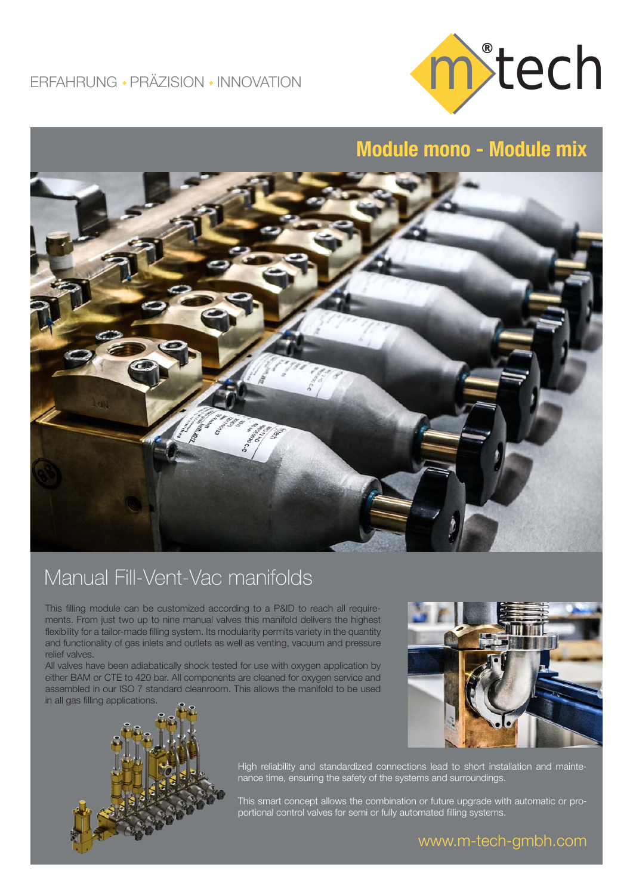ERFAHRUNG • PRÄZISION • INNOVATION

# Module mono - Module mix

## Manual Fill-Vent-Vac manifolds

This filling module can be customized according to a P&ID to reach all requirements. From just two up to nine manual valves this manifold delivers the highest flexibility for a tailor-made filling system. Its modularity permits variety in the quantity and functionality of gas inlets and outlets as well as venting, vacuum and pressure relief valves.

All valves have been adiabatically shock tested for use with oxygen application by either BAM or CTE to 420 bar. All components are cleaned for oxygen service and assembled in our ISO 7 standard cleanroom. This allows the manifold to be used in all gas filling applications.

High reliability and standardized connections lead to short installation and maintenance time, ensuring the safety of the systems and surroundings.

This smart concept allows the combination or future upgrade with automatic or proportional control valves for semi or fully automated filling systems.

www.m-tech-gmbh.com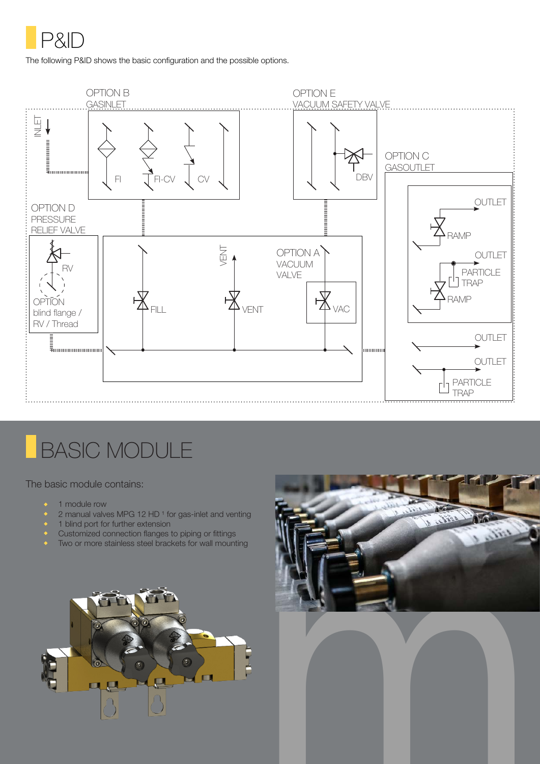# P&ID

The following P&ID shows the basic configuration and the possible options.

OPTION B
GASINLET

INLET

FI FI-CV CV

OPTION E
VACUUM SAFETY VALVE

DBV

OPTION C
GASOUTLET

OUTLET
RAMP
OUTLET
PARTICLE TRAP
RAMP
OUTLET
OUTLET
PARTICLE TRAP

OPTION D
PRESSURE
RELIEF VALVE

RV

OPTION
blind flange /
RV / Thread

VENT

OPTION A
VACUUM
VALVE

FILL VENT VAC

# BASIC MODULE

The basic module contains:

- 1 module row
- 2 manual valves MPG 12 HD [1] for gas-inlet and venting
- 1 blind port for further extension
- Customized connection flanges to piping or fittings
- Two or more stainless steel brackets for wall mounting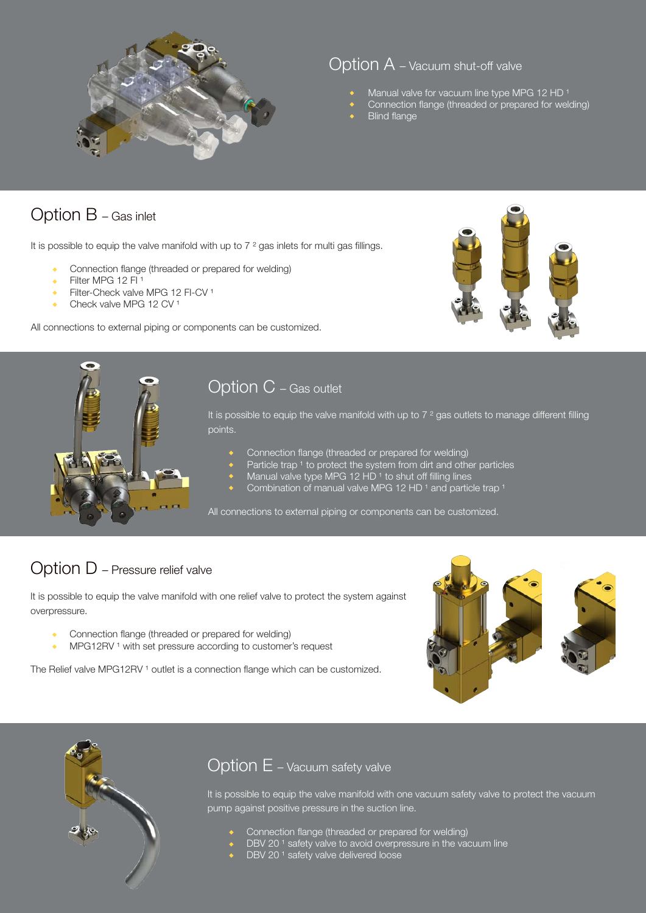## Option A – Vacuum shut-off valve

- Manual valve for vacuum line type MPG 12 HD [1]
- Connection flange (threaded or prepared for welding)
- Blind flange

## Option B – Gas inlet

It is possible to equip the valve manifold with up to 7 [2] gas inlets for multi gas fillings.

- Connection flange (threaded or prepared for welding)
- Filter MPG 12 FI [1]
- Filter-Check valve MPG 12 FI-CV [1]
- Check valve MPG 12 CV [1]

All connections to external piping or components can be customized.

## Option C – Gas outlet

It is possible to equip the valve manifold with up to 7 [2] gas outlets to manage different filling points.

- Connection flange (threaded or prepared for welding)
- Particle trap [1] to protect the system from dirt and other particles
- Manual valve type MPG 12 HD [1] to shut off filling lines
- Combination of manual valve MPG 12 HD [1] and particle trap [1]

All connections to external piping or components can be customized.

## Option D – Pressure relief valve

It is possible to equip the valve manifold with one relief valve to protect the system against overpressure.

- Connection flange (threaded or prepared for welding)
- MPG12RV [1] with set pressure according to customer's request

The Relief valve MPG12RV [1] outlet is a connection flange which can be customized.

## Option E – Vacuum safety valve

It is possible to equip the valve manifold with one vacuum safety valve to protect the vacuum pump against positive pressure in the suction line.

- Connection flange (threaded or prepared for welding)
- DBV 20 [1] safety valve to avoid overpressure in the vacuum line
- DBV 20 [1] safety valve delivered loose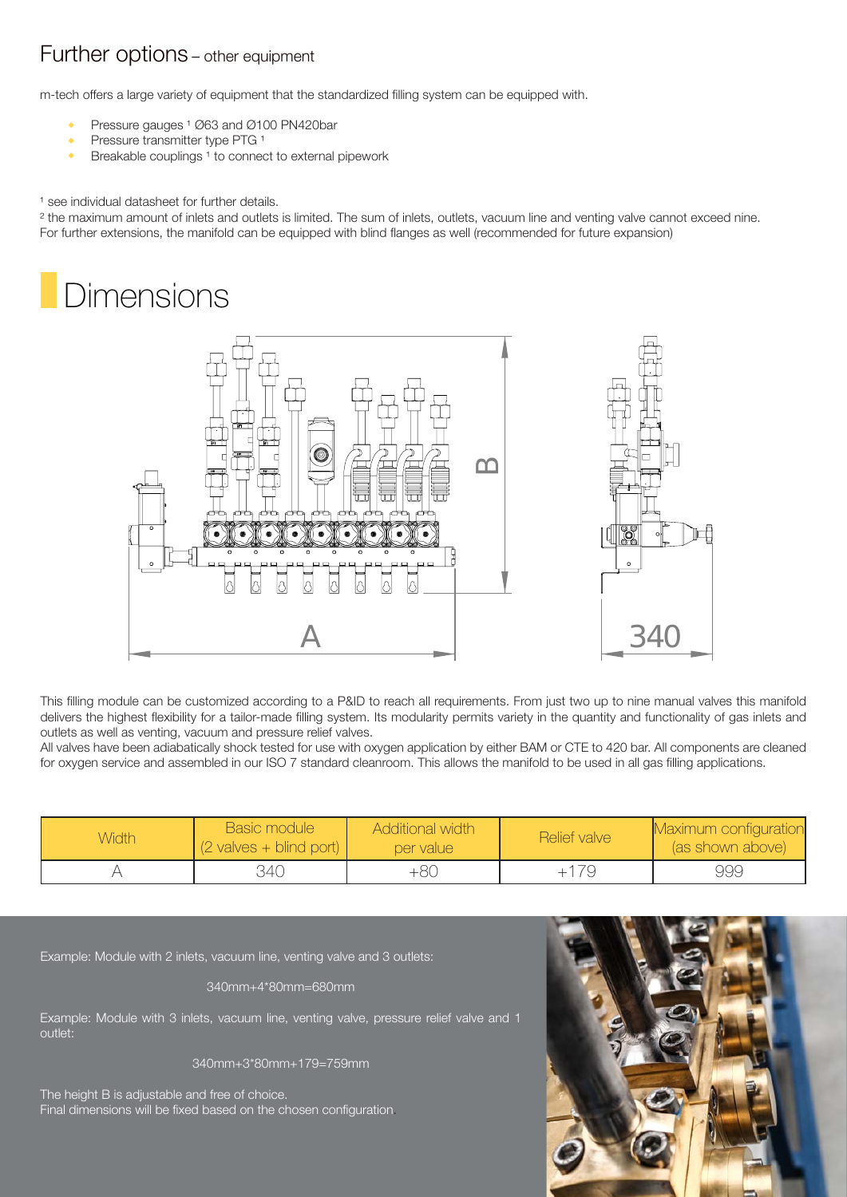## Further options – other equipment

m-tech offers a large variety of equipment that the standardized filling system can be equipped with.

- Pressure gauges [1] Ø63 and Ø100 PN420bar
- Pressure transmitter type PTG [1]
- Breakable couplings [1] to connect to external pipework

[1] see individual datasheet for further details.
[2] the maximum amount of inlets and outlets is limited. The sum of inlets, outlets, vacuum line and venting valve cannot exceed nine. For further extensions, the manifold can be equipped with blind flanges as well (recommended for future expansion)

# Dimensions

This filling module can be customized according to a P&ID to reach all requirements. From just two up to nine manual valves this manifold delivers the highest flexibility for a tailor-made filling system. Its modularity permits variety in the quantity and functionality of gas inlets and outlets as well as venting, vacuum and pressure relief valves.
All valves have been adiabatically shock tested for use with oxygen application by either BAM or CTE to 420 bar. All components are cleaned for oxygen service and assembled in our ISO 7 standard cleanroom. This allows the manifold to be used in all gas filling applications.

| Width | Basic module (2 valves + blind port) | Additional width per value | Relief valve | Maximum configuration (as shown above) |
|---|---|---|---|---|
| A | 340 | +80 | +179 | 999 |

Example: Module with 2 inlets, vacuum line, venting valve and 3 outlets:

340mm+4*80mm=680mm

Example: Module with 3 inlets, vacuum line, venting valve, pressure relief valve and 1 outlet:

340mm+3*80mm+179=759mm

The height B is adjustable and free of choice.
Final dimensions will be fixed based on the chosen configuration.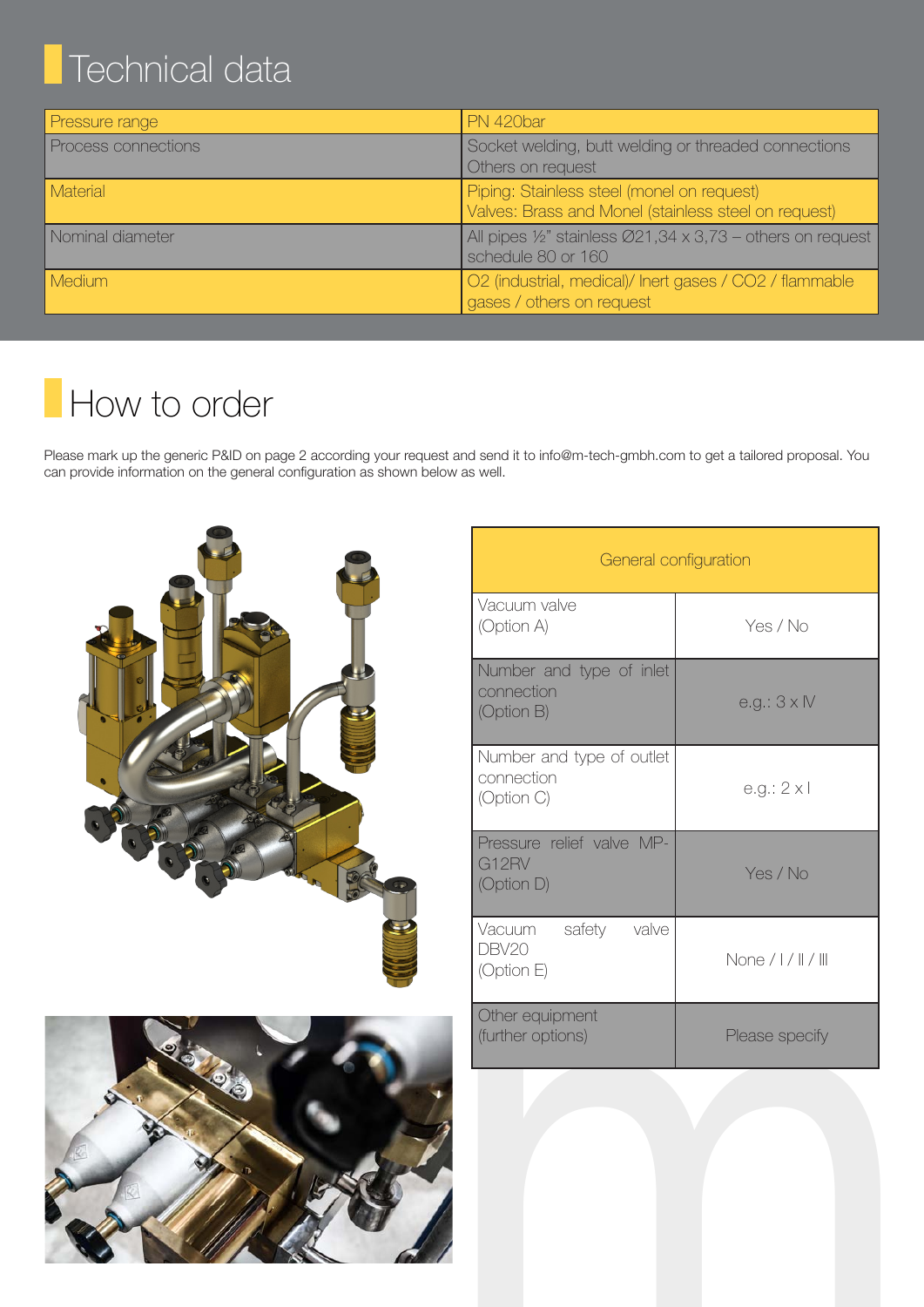# Technical data

| | |
|---|---|
| Pressure range | PN 420bar |
| Process connections | Socket welding, butt welding or threaded connections Others on request |
| Material | Piping: Stainless steel (monel on request) Valves: Brass and Monel (stainless steel on request) |
| Nominal diameter | All pipes ½" stainless Ø21,34 x 3,73 – others on request schedule 80 or 160 |
| Medium | $O_2$ (industrial, medical)/ Inert gases / $CO_2$ / flammable gases / others on request |

# How to order

Please mark up the generic P&ID on page 2 according your request and send it to info@m-tech-gmbh.com to get a tailored proposal. You can provide information on the general configuration as shown below as well.

| General configuration | |
|---|---|
| Vacuum valve (Option A) | Yes / No |
| Number and type of inlet connection (Option B) | e.g.: 3 x IV |
| Number and type of outlet connection (Option C) | e.g.: 2 x I |
| Pressure relief valve MP-G12RV (Option D) | Yes / No |
| Vacuum safety valve DBV20 (Option E) | None / I / II / III |
| Other equipment (further options) | Please specify |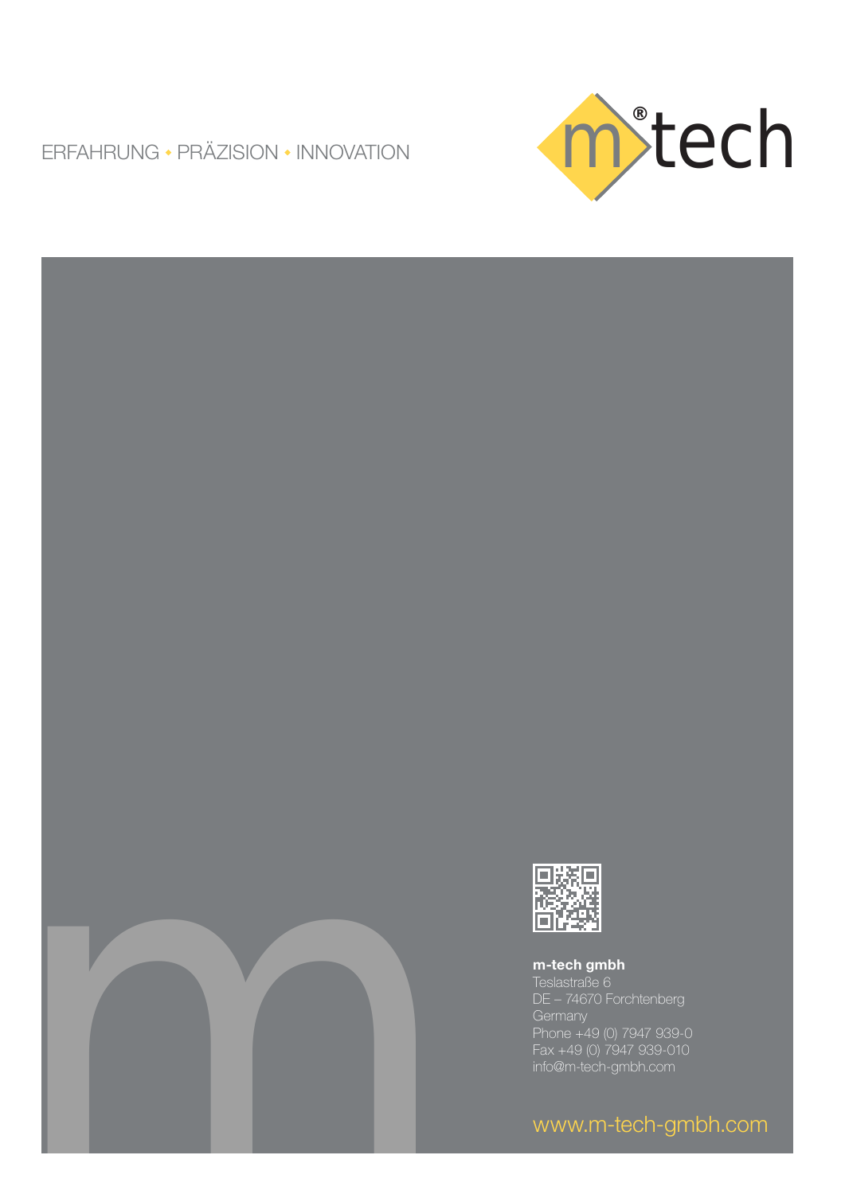ERFAHRUNG • PRÄZISION • INNOVATION

m®tech

**m-tech gmbh**
Teslastraße 6
DE – 74670 Forchtenberg
Germany
Phone +49 (0) 7947 939-0
Fax +49 (0) 7947 939-010
info@m-tech-gmbh.com

www.m-tech-gmbh.com